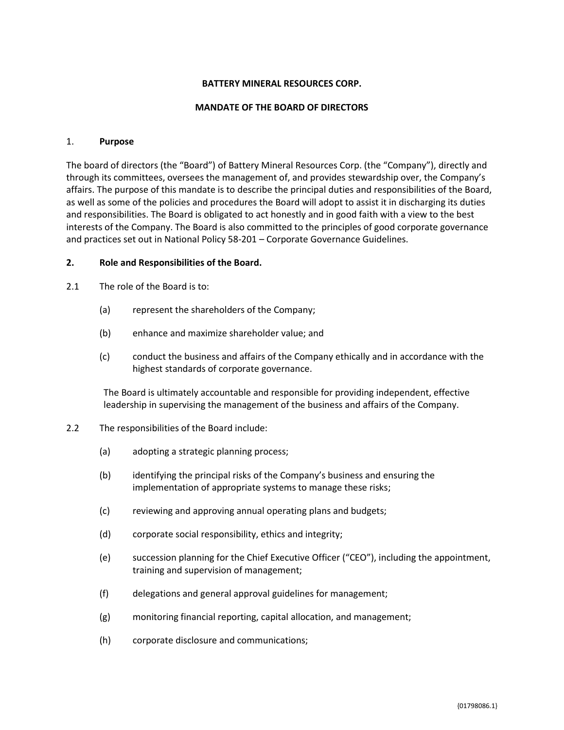**BATTERY MINERAL RESOURCES CORP.**

**MANDATE OF THE BOARD OF DIRECTORS**

1. **Purpose**

The board of directors (the "Board") of Battery Mineral Resources Corp. (the "Company"), directly and through its committees, oversees the management of, and provides stewardship over, the Company's affairs. The purpose of this mandate is to describe the principal duties and responsibilities of the Board, as well as some of the policies and procedures the Board will adopt to assist it in discharging its duties and responsibilities. The Board is obligated to act honestly and in good faith with a view to the best interests of the Company. The Board is also committed to the principles of good corporate governance and practices set out in National Policy 58-201 – Corporate Governance Guidelines.

**2. Role and Responsibilities of the Board.**

2.1 The role of the Board is to:

(a) represent the shareholders of the Company;

(b) enhance and maximize shareholder value; and

(c) conduct the business and affairs of the Company ethically and in accordance with the highest standards of corporate governance.

The Board is ultimately accountable and responsible for providing independent, effective leadership in supervising the management of the business and affairs of the Company.

2.2 The responsibilities of the Board include:

(a) adopting a strategic planning process;

(b) identifying the principal risks of the Company's business and ensuring the implementation of appropriate systems to manage these risks;

(c) reviewing and approving annual operating plans and budgets;

(d) corporate social responsibility, ethics and integrity;

(e) succession planning for the Chief Executive Officer ("CEO"), including the appointment, training and supervision of management;

(f) delegations and general approval guidelines for management;

(g) monitoring financial reporting, capital allocation, and management;

(h) corporate disclosure and communications;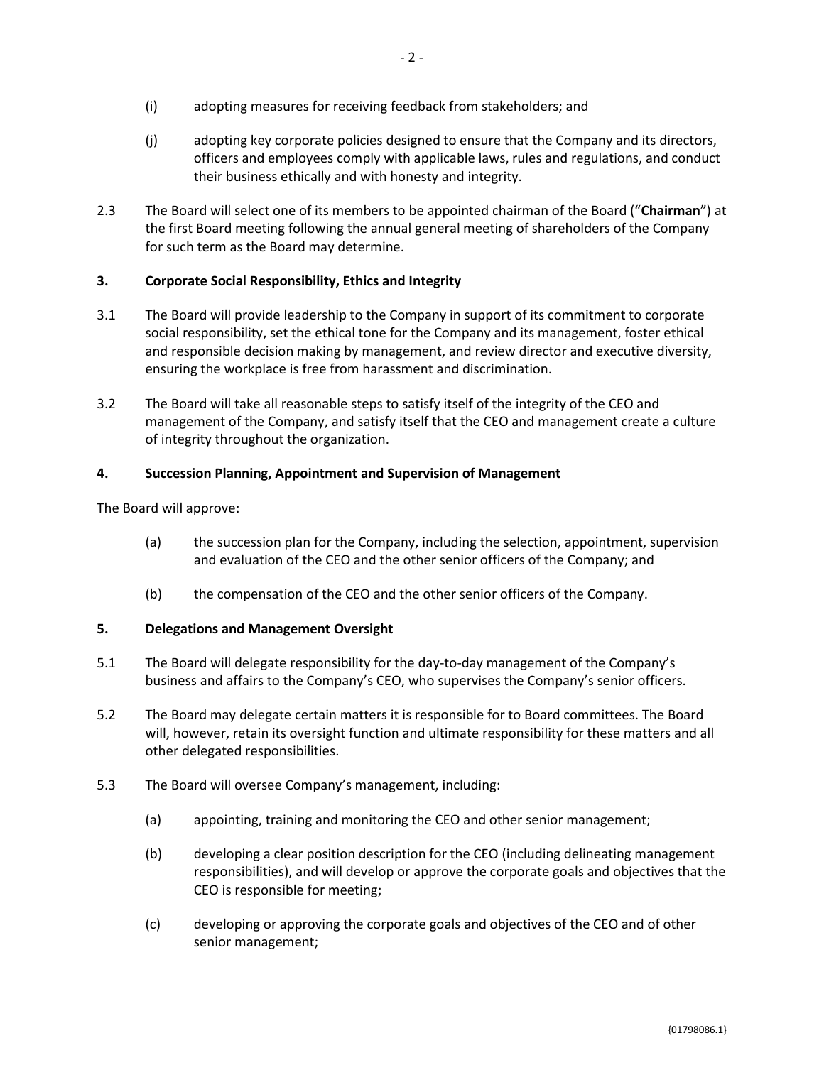(i) adopting measures for receiving feedback from stakeholders; and

(j) adopting key corporate policies designed to ensure that the Company and its directors, officers and employees comply with applicable laws, rules and regulations, and conduct their business ethically and with honesty and integrity.

2.3 The Board will select one of its members to be appointed chairman of the Board ("**Chairman**") at the first Board meeting following the annual general meeting of shareholders of the Company for such term as the Board may determine.

## 3. Corporate Social Responsibility, Ethics and Integrity

3.1 The Board will provide leadership to the Company in support of its commitment to corporate social responsibility, set the ethical tone for the Company and its management, foster ethical and responsible decision making by management, and review director and executive diversity, ensuring the workplace is free from harassment and discrimination.

3.2 The Board will take all reasonable steps to satisfy itself of the integrity of the CEO and management of the Company, and satisfy itself that the CEO and management create a culture of integrity throughout the organization.

## 4. Succession Planning, Appointment and Supervision of Management

The Board will approve:

(a) the succession plan for the Company, including the selection, appointment, supervision and evaluation of the CEO and the other senior officers of the Company; and

(b) the compensation of the CEO and the other senior officers of the Company.

## 5. Delegations and Management Oversight

5.1 The Board will delegate responsibility for the day-to-day management of the Company's business and affairs to the Company's CEO, who supervises the Company's senior officers.

5.2 The Board may delegate certain matters it is responsible for to Board committees. The Board will, however, retain its oversight function and ultimate responsibility for these matters and all other delegated responsibilities.

5.3 The Board will oversee Company's management, including:

(a) appointing, training and monitoring the CEO and other senior management;

(b) developing a clear position description for the CEO (including delineating management responsibilities), and will develop or approve the corporate goals and objectives that the CEO is responsible for meeting;

(c) developing or approving the corporate goals and objectives of the CEO and of other senior management;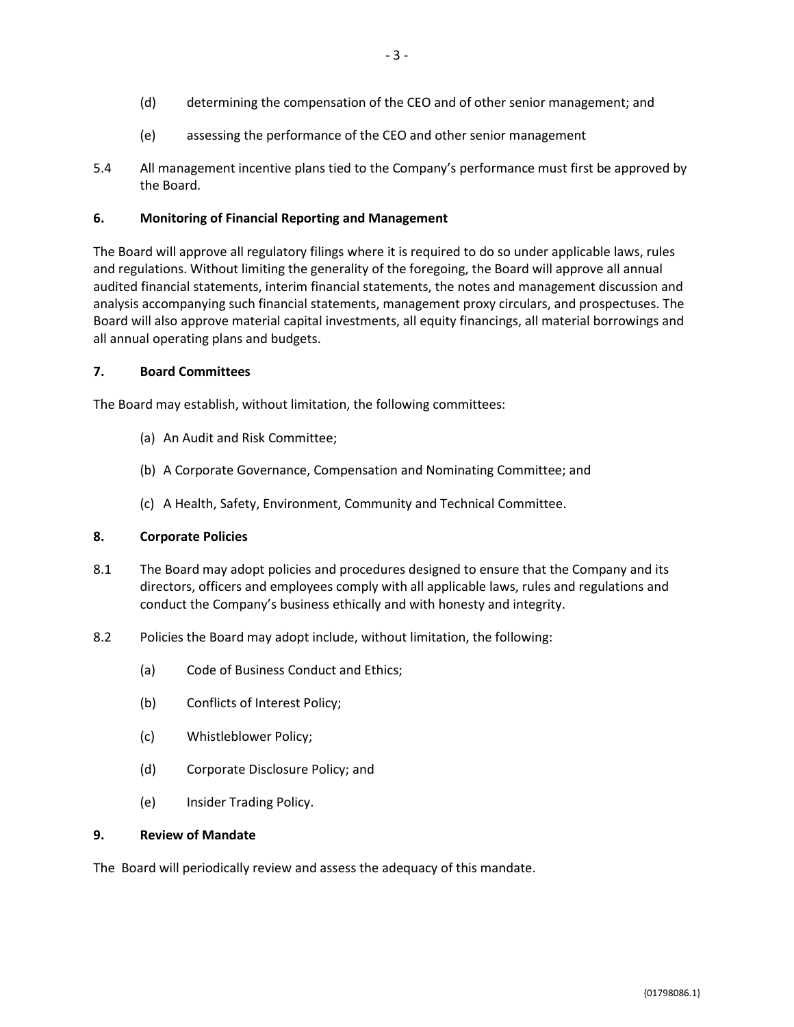(d) determining the compensation of the CEO and of other senior management; and

(e) assessing the performance of the CEO and other senior management

5.4 All management incentive plans tied to the Company's performance must first be approved by the Board.

**6. Monitoring of Financial Reporting and Management**

The Board will approve all regulatory filings where it is required to do so under applicable laws, rules and regulations. Without limiting the generality of the foregoing, the Board will approve all annual audited financial statements, interim financial statements, the notes and management discussion and analysis accompanying such financial statements, management proxy circulars, and prospectuses. The Board will also approve material capital investments, all equity financings, all material borrowings and all annual operating plans and budgets.

**7. Board Committees**

The Board may establish, without limitation, the following committees:

(a) An Audit and Risk Committee;

(b) A Corporate Governance, Compensation and Nominating Committee; and

(c) A Health, Safety, Environment, Community and Technical Committee.

**8. Corporate Policies**

8.1 The Board may adopt policies and procedures designed to ensure that the Company and its directors, officers and employees comply with all applicable laws, rules and regulations and conduct the Company's business ethically and with honesty and integrity.

8.2 Policies the Board may adopt include, without limitation, the following:

(a) Code of Business Conduct and Ethics;

(b) Conflicts of Interest Policy;

(c) Whistleblower Policy;

(d) Corporate Disclosure Policy; and

(e) Insider Trading Policy.

**9. Review of Mandate**

The Board will periodically review and assess the adequacy of this mandate.